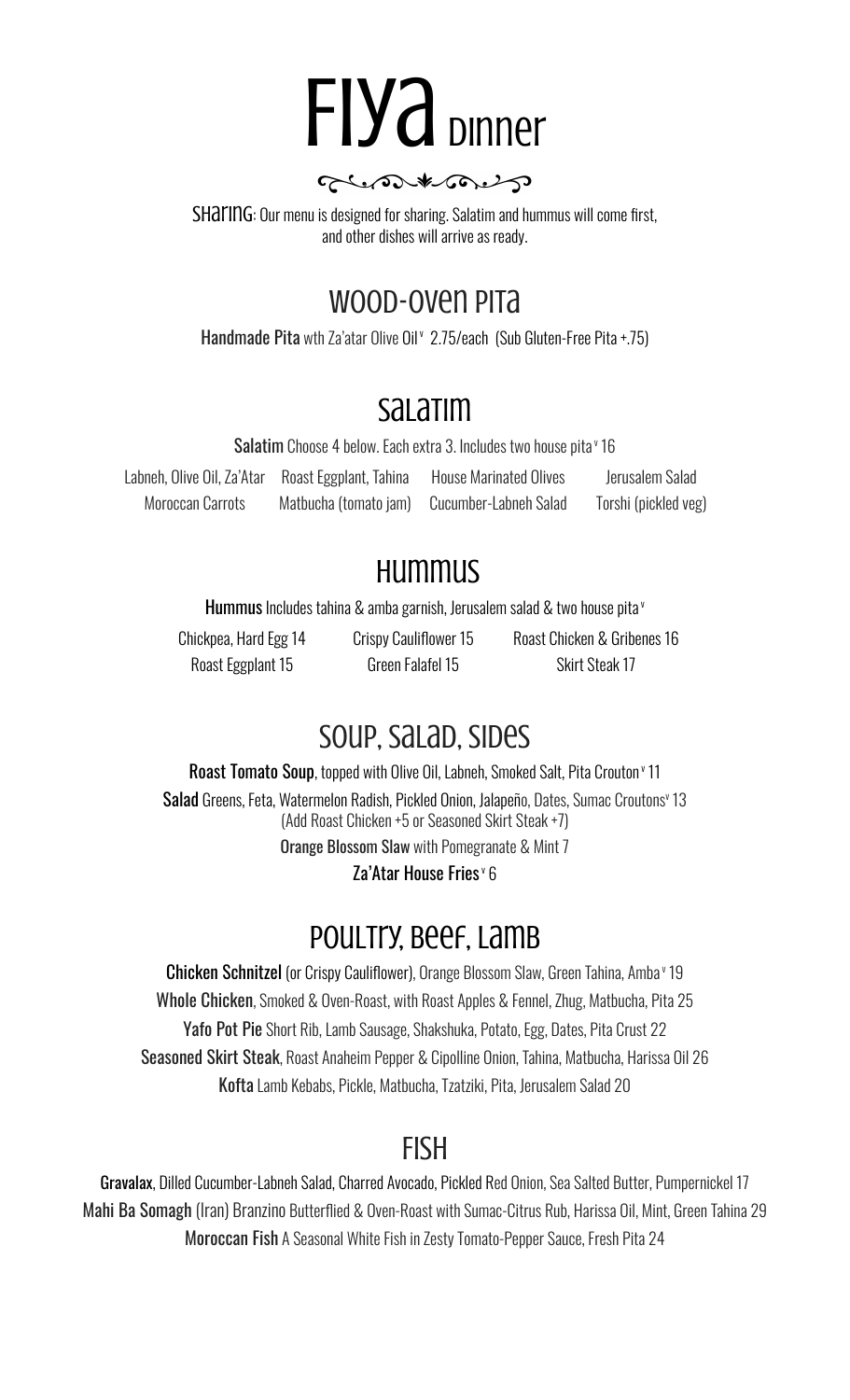# Fiya Dinner

**Sharing**: Our menu is designed for sharing. Salatim and hummus will come first, and other dishes will arrive as ready.

## Wood-Oven Pita

**Handmade Pita** wth Za'atar Olive Oil[v] 2.75/each (Sub Gluten-Free Pita +.75)

## Salatim

**Salatim** Choose 4 below. Each extra 3. Includes two house pita[v] 16

| | | | |
|---|---|---|---|
| Labneh, Olive Oil, Za'Atar | Roast Eggplant, Tahina | House Marinated Olives | Jerusalem Salad |
| Moroccan Carrots | Matbucha (tomato jam) | Cucumber-Labneh Salad | Torshi (pickled veg) |

## Hummus

**Hummus** Includes tahina & amba garnish, Jerusalem salad & two house pita[v]

| | | |
|---|---|---|
| Chickpea, Hard Egg 14 | Crispy Cauliflower 15 | Roast Chicken & Gribenes 16 |
| Roast Eggplant 15 | Green Falafel 15 | Skirt Steak 17 |

## Soup, Salad, Sides

**Roast Tomato Soup**, topped with Olive Oil, Labneh, Smoked Salt, Pita Crouton[v] 11

**Salad** Greens, Feta, Watermelon Radish, Pickled Onion, Jalapeño, Dates, Sumac Croutons[v] 13
(Add Roast Chicken +5 or Seasoned Skirt Steak +7)

**Orange Blossom Slaw** with Pomegranate & Mint 7

**Za'Atar House Fries**[v] 6

## Poultry, Beef, Lamb

**Chicken Schnitzel** (or Crispy Cauliflower), Orange Blossom Slaw, Green Tahina, Amba[v] 19

**Whole Chicken**, Smoked & Oven-Roast, with Roast Apples & Fennel, Zhug, Matbucha, Pita 25

**Yafo Pot Pie** Short Rib, Lamb Sausage, Shakshuka, Potato, Egg, Dates, Pita Crust 22

**Seasoned Skirt Steak**, Roast Anaheim Pepper & Cipolline Onion, Tahina, Matbucha, Harissa Oil 26

**Kofta** Lamb Kebabs, Pickle, Matbucha, Tzatziki, Pita, Jerusalem Salad 20

## Fish

**Gravalax**, Dilled Cucumber-Labneh Salad, Charred Avocado, Pickled Red Onion, Sea Salted Butter, Pumpernickel 17

**Mahi Ba Somagh** (Iran) Branzino Butterflied & Oven-Roast with Sumac-Citrus Rub, Harissa Oil, Mint, Green Tahina 29

**Moroccan Fish** A Seasonal White Fish in Zesty Tomato-Pepper Sauce, Fresh Pita 24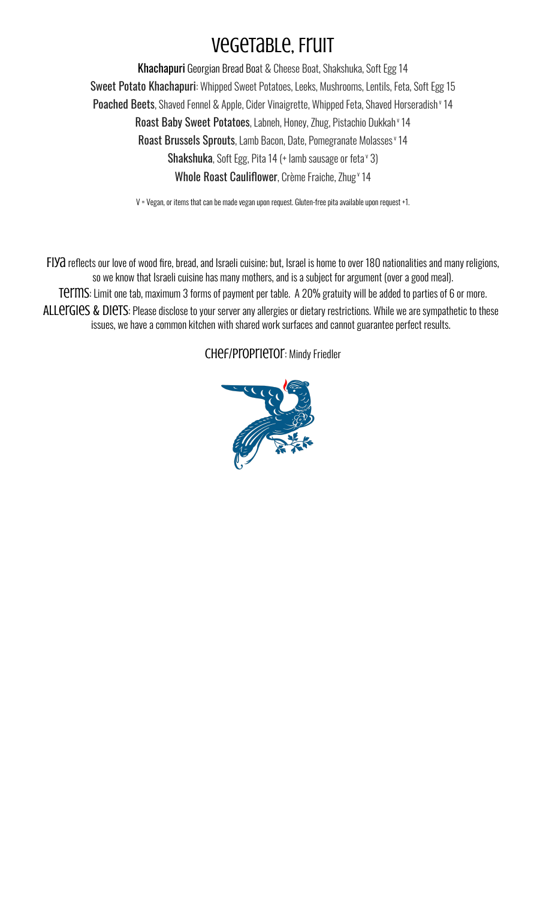# Vegetable, Fruit

**Khachapuri** Georgian Bread Boat & Cheese Boat, Shakshuka, Soft Egg 14

**Sweet Potato Khachapuri**: Whipped Sweet Potatoes, Leeks, Mushrooms, Lentils, Feta, Soft Egg 15

**Poached Beets**, Shaved Fennel & Apple, Cider Vinaigrette, Whipped Feta, Shaved Horseradish v 14

**Roast Baby Sweet Potatoes**, Labneh, Honey, Zhug, Pistachio Dukkah v 14

**Roast Brussels Sprouts**, Lamb Bacon, Date, Pomegranate Molasses v 14

**Shakshuka**, Soft Egg, Pita 14 (+ lamb sausage or feta v 3)

**Whole Roast Cauliflower**, Crème Fraiche, Zhug v 14

V = Vegan, or items that can be made vegan upon request. Gluten-free pita available upon request +1.

**Fiya** reflects our love of wood fire, bread, and Israeli cuisine; but, Israel is home to over 180 nationalities and many religions, so we know that Israeli cuisine has many mothers, and is a subject for argument (over a good meal).

**Terms**: Limit one tab, maximum 3 forms of payment per table. A 20% gratuity will be added to parties of 6 or more.

**Allergies & Diets**: Please disclose to your server any allergies or dietary restrictions. While we are sympathetic to these issues, we have a common kitchen with shared work surfaces and cannot guarantee perfect results.

**Chef/Proprietor**: Mindy Friedler